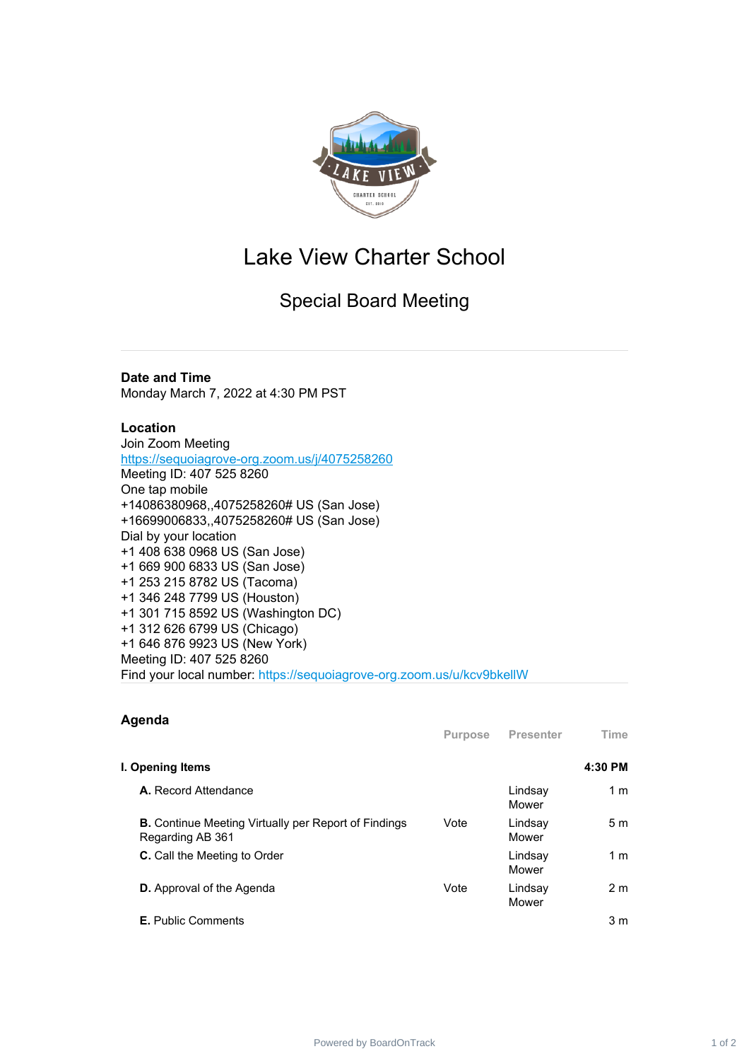# Lake View Charter School

## Special Board Meeting

**Date and Time**

Monday March 7, 2022 at 4:30 PM PST

**Location**

Join Zoom Meeting
https://sequoiagrove-org.zoom.us/j/4075258260
Meeting ID: 407 525 8260
One tap mobile
+14086380968,,4075258260# US (San Jose)
+16699006833,,4075258260# US (San Jose)
Dial by your location
+1 408 638 0968 US (San Jose)
+1 669 900 6833 US (San Jose)
+1 253 215 8782 US (Tacoma)
+1 346 248 7799 US (Houston)
+1 301 715 8592 US (Washington DC)
+1 312 626 6799 US (Chicago)
+1 646 876 9923 US (New York)
Meeting ID: 407 525 8260
Find your local number: https://sequoiagrove-org.zoom.us/u/kcv9bkellW

## Agenda

| | Purpose | Presenter | Time |
|---|---|---|---|
| **I. Opening Items** | | | **4:30 PM** |
| **A.** Record Attendance | | Lindsay Mower | 1 m |
| **B.** Continue Meeting Virtually per Report of Findings Regarding AB 361 | Vote | Lindsay Mower | 5 m |
| **C.** Call the Meeting to Order | | Lindsay Mower | 1 m |
| **D.** Approval of the Agenda | Vote | Lindsay Mower | 2 m |
| **E.** Public Comments | | | 3 m |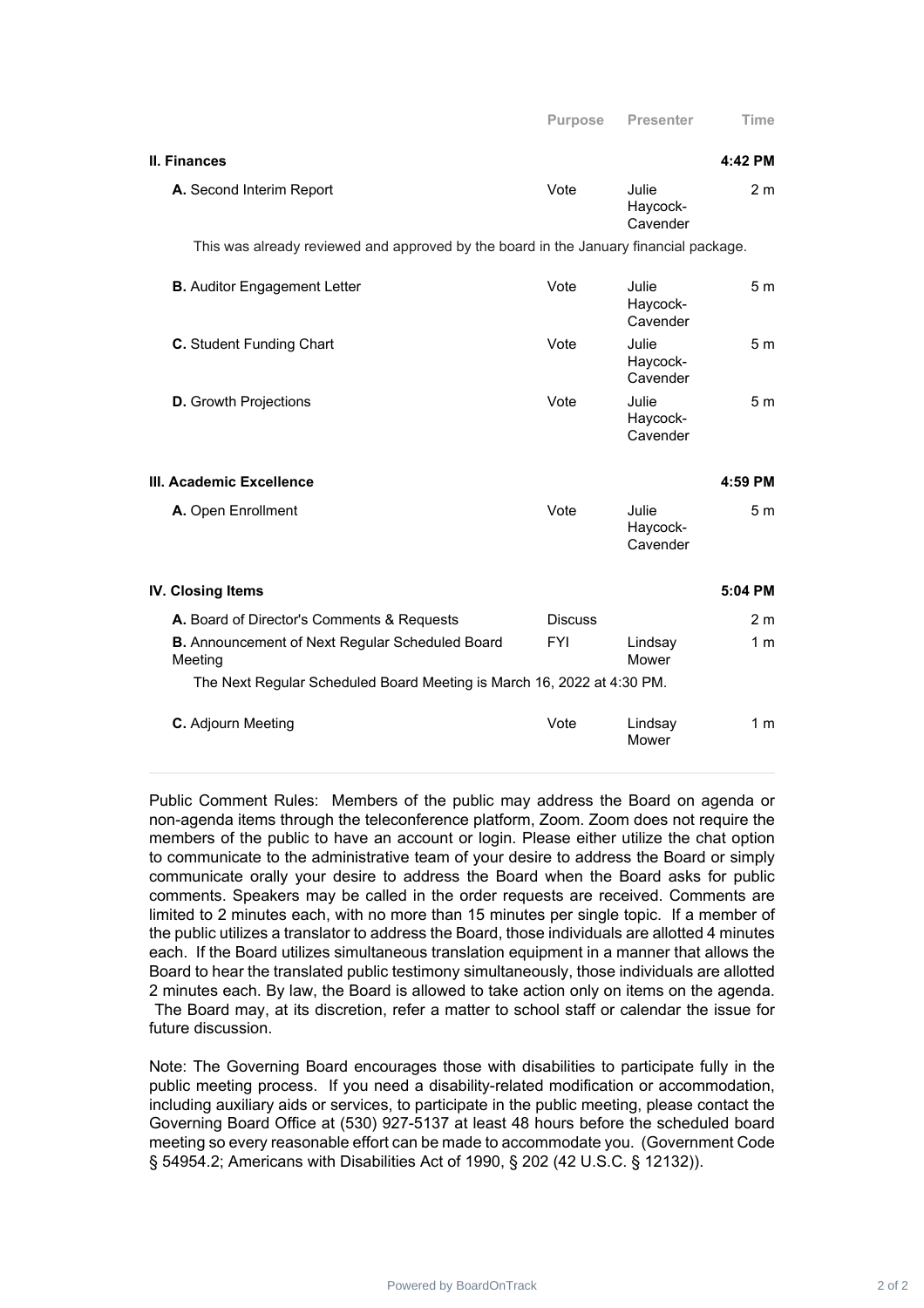| | Purpose | Presenter | Time |
|---|---|---|---|
| **II. Finances** | | | **4:42 PM** |
| **A.** Second Interim Report | Vote | Julie Haycock-Cavender | 2 m |
| This was already reviewed and approved by the board in the January financial package. | | | |
| **B.** Auditor Engagement Letter | Vote | Julie Haycock-Cavender | 5 m |
| **C.** Student Funding Chart | Vote | Julie Haycock-Cavender | 5 m |
| **D.** Growth Projections | Vote | Julie Haycock-Cavender | 5 m |
| **III. Academic Excellence** | | | **4:59 PM** |
| **A.** Open Enrollment | Vote | Julie Haycock-Cavender | 5 m |
| **IV. Closing Items** | | | **5:04 PM** |
| **A.** Board of Director's Comments & Requests | Discuss | | 2 m |
| **B.** Announcement of Next Regular Scheduled Board Meeting | FYI | Lindsay Mower | 1 m |
| The Next Regular Scheduled Board Meeting is March 16, 2022 at 4:30 PM. | | | |
| **C.** Adjourn Meeting | Vote | Lindsay Mower | 1 m |

Public Comment Rules: Members of the public may address the Board on agenda or non-agenda items through the teleconference platform, Zoom. Zoom does not require the members of the public to have an account or login. Please either utilize the chat option to communicate to the administrative team of your desire to address the Board or simply communicate orally your desire to address the Board when the Board asks for public comments. Speakers may be called in the order requests are received. Comments are limited to 2 minutes each, with no more than 15 minutes per single topic. If a member of the public utilizes a translator to address the Board, those individuals are allotted 4 minutes each. If the Board utilizes simultaneous translation equipment in a manner that allows the Board to hear the translated public testimony simultaneously, those individuals are allotted 2 minutes each. By law, the Board is allowed to take action only on items on the agenda. The Board may, at its discretion, refer a matter to school staff or calendar the issue for future discussion.

Note: The Governing Board encourages those with disabilities to participate fully in the public meeting process. If you need a disability-related modification or accommodation, including auxiliary aids or services, to participate in the public meeting, please contact the Governing Board Office at (530) 927-5137 at least 48 hours before the scheduled board meeting so every reasonable effort can be made to accommodate you. (Government Code § 54954.2; Americans with Disabilities Act of 1990, § 202 (42 U.S.C. § 12132)).